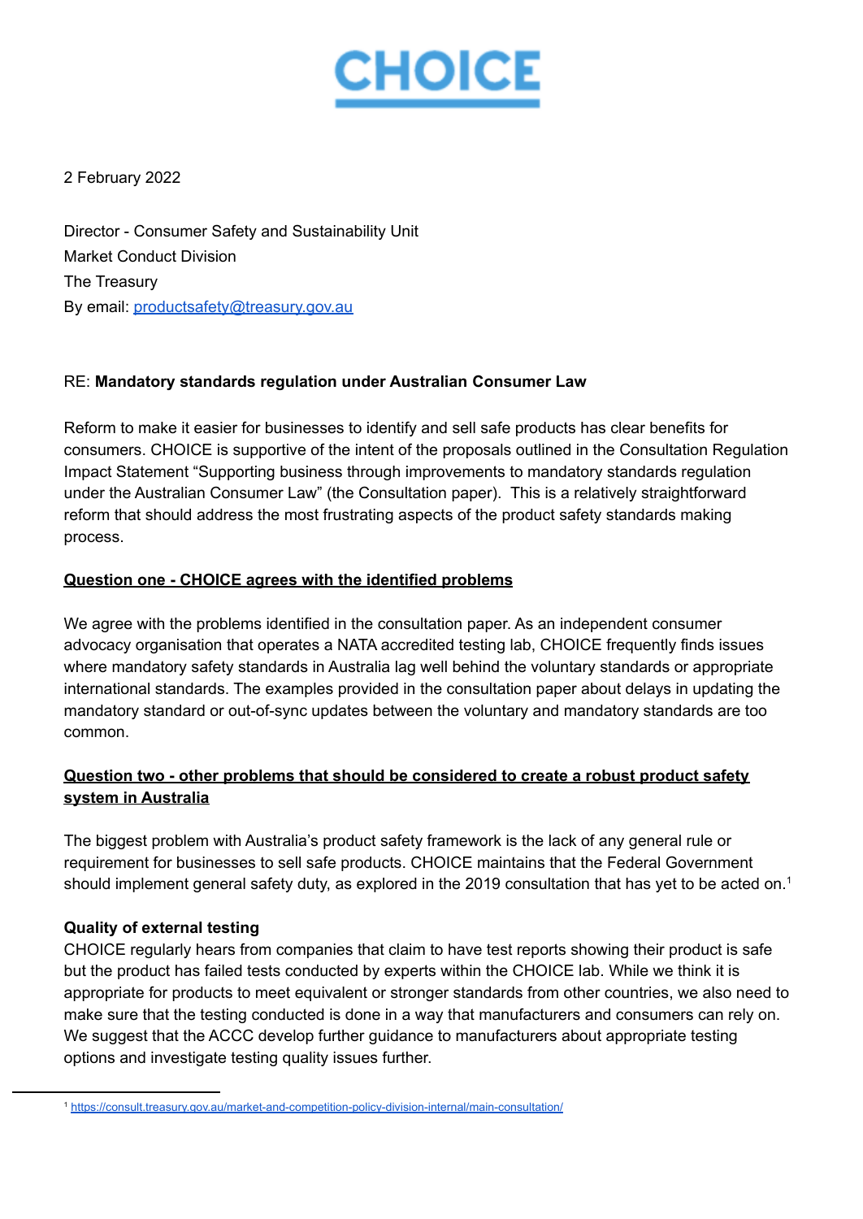# CHOICE

2 February 2022

Director - Consumer Safety and Sustainability Unit
Market Conduct Division
The Treasury
By email: [productsafety@treasury.gov.au](mailto:productsafety@treasury.gov.au)

RE: **Mandatory standards regulation under Australian Consumer Law**

Reform to make it easier for businesses to identify and sell safe products has clear benefits for consumers. CHOICE is supportive of the intent of the proposals outlined in the Consultation Regulation Impact Statement "Supporting business through improvements to mandatory standards regulation under the Australian Consumer Law" (the Consultation paper). This is a relatively straightforward reform that should address the most frustrating aspects of the product safety standards making process.

## Question one - CHOICE agrees with the identified problems

We agree with the problems identified in the consultation paper. As an independent consumer advocacy organisation that operates a NATA accredited testing lab, CHOICE frequently finds issues where mandatory safety standards in Australia lag well behind the voluntary standards or appropriate international standards. The examples provided in the consultation paper about delays in updating the mandatory standard or out-of-sync updates between the voluntary and mandatory standards are too common.

## Question two - other problems that should be considered to create a robust product safety system in Australia

The biggest problem with Australia's product safety framework is the lack of any general rule or requirement for businesses to sell safe products. CHOICE maintains that the Federal Government should implement general safety duty, as explored in the 2019 consultation that has yet to be acted on.[1]

### Quality of external testing

CHOICE regularly hears from companies that claim to have test reports showing their product is safe but the product has failed tests conducted by experts within the CHOICE lab. While we think it is appropriate for products to meet equivalent or stronger standards from other countries, we also need to make sure that the testing conducted is done in a way that manufacturers and consumers can rely on. We suggest that the ACCC develop further guidance to manufacturers about appropriate testing options and investigate testing quality issues further.

---

[1] https://consult.treasury.gov.au/market-and-competition-policy-division-internal/main-consultation/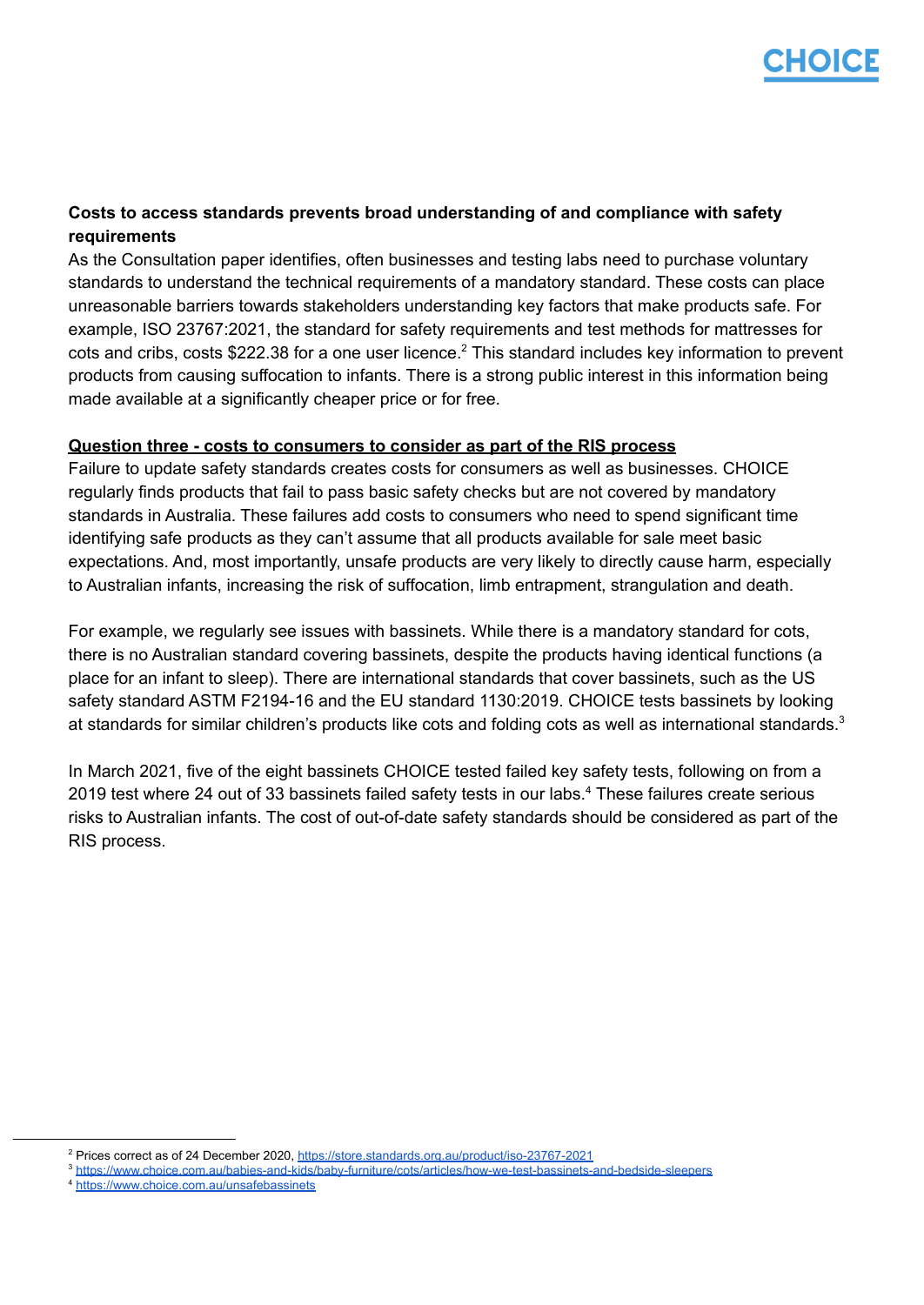**Costs to access standards prevents broad understanding of and compliance with safety requirements**

As the Consultation paper identifies, often businesses and testing labs need to purchase voluntary standards to understand the technical requirements of a mandatory standard. These costs can place unreasonable barriers towards stakeholders understanding key factors that make products safe. For example, ISO 23767:2021, the standard for safety requirements and test methods for mattresses for cots and cribs, costs $222.38 for a one user licence.[2] This standard includes key information to prevent products from causing suffocation to infants. There is a strong public interest in this information being made available at a significantly cheaper price or for free.

**Question three - costs to consumers to consider as part of the RIS process**

Failure to update safety standards creates costs for consumers as well as businesses. CHOICE regularly finds products that fail to pass basic safety checks but are not covered by mandatory standards in Australia. These failures add costs to consumers who need to spend significant time identifying safe products as they can't assume that all products available for sale meet basic expectations. And, most importantly, unsafe products are very likely to directly cause harm, especially to Australian infants, increasing the risk of suffocation, limb entrapment, strangulation and death.

For example, we regularly see issues with bassinets. While there is a mandatory standard for cots, there is no Australian standard covering bassinets, despite the products having identical functions (a place for an infant to sleep). There are international standards that cover bassinets, such as the US safety standard ASTM F2194-16 and the EU standard 1130:2019. CHOICE tests bassinets by looking at standards for similar children's products like cots and folding cots as well as international standards.[3]

In March 2021, five of the eight bassinets CHOICE tested failed key safety tests, following on from a 2019 test where 24 out of 33 bassinets failed safety tests in our labs.[4] These failures create serious risks to Australian infants. The cost of out-of-date safety standards should be considered as part of the RIS process.

---

[2] Prices correct as of 24 December 2020, https://store.standards.org.au/product/iso-23767-2021

[3] https://www.choice.com.au/babies-and-kids/baby-furniture/cots/articles/how-we-test-bassinets-and-bedside-sleepers

[4] https://www.choice.com.au/unsafebassinets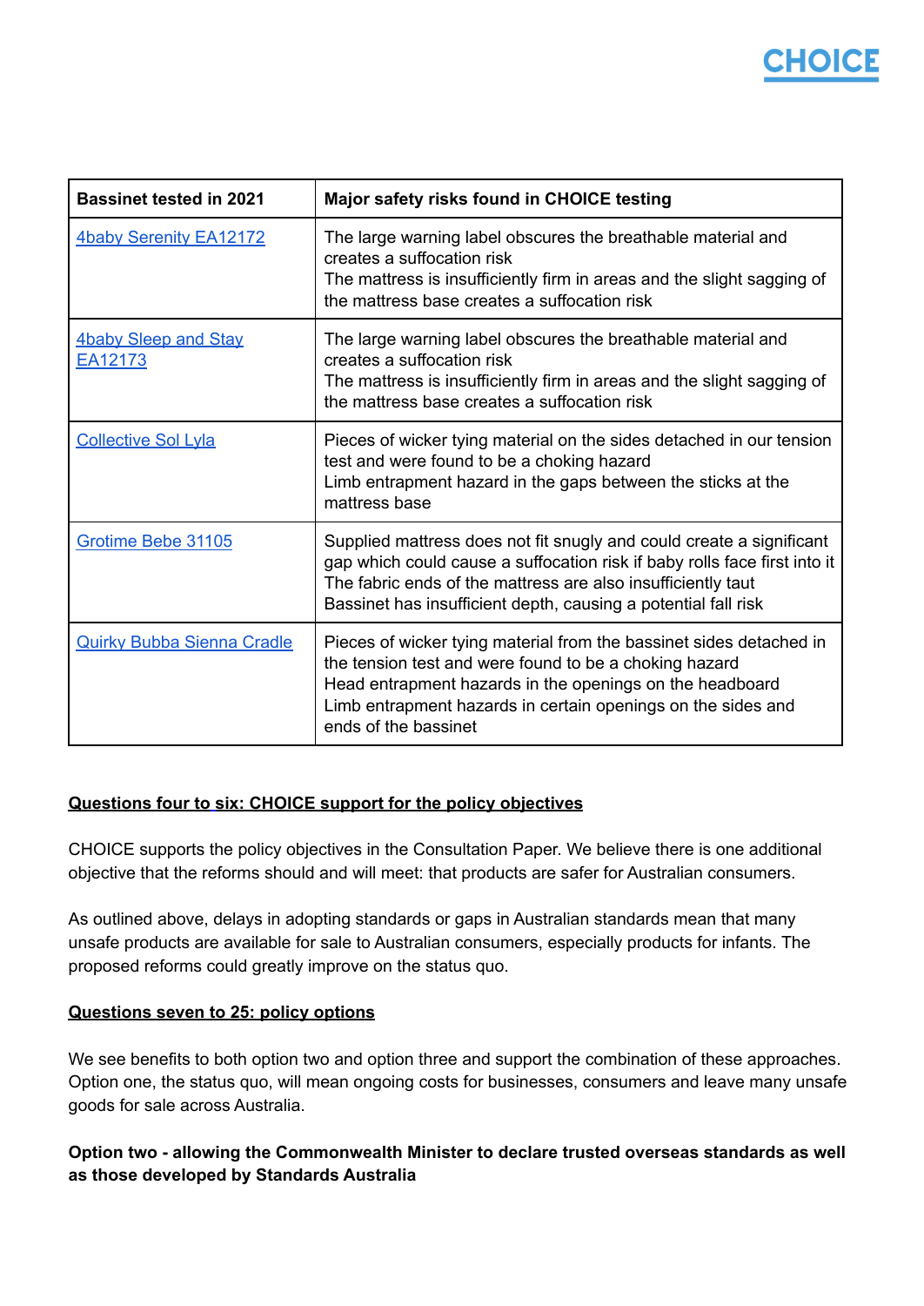| Bassinet tested in 2021 | Major safety risks found in CHOICE testing |
|---|---|
| [4baby Serenity EA12172] | The large warning label obscures the breathable material and creates a suffocation risk<br>The mattress is insufficiently firm in areas and the slight sagging of the mattress base creates a suffocation risk |
| [4baby Sleep and Stay EA12173] | The large warning label obscures the breathable material and creates a suffocation risk<br>The mattress is insufficiently firm in areas and the slight sagging of the mattress base creates a suffocation risk |
| [Collective Sol Lyla] | Pieces of wicker tying material on the sides detached in our tension test and were found to be a choking hazard<br>Limb entrapment hazard in the gaps between the sticks at the mattress base |
| [Grotime Bebe 31105] | Supplied mattress does not fit snugly and could create a significant gap which could cause a suffocation risk if baby rolls face first into it<br>The fabric ends of the mattress are also insufficiently taut<br>Bassinet has insufficient depth, causing a potential fall risk |
| [Quirky Bubba Sienna Cradle] | Pieces of wicker tying material from the bassinet sides detached in the tension test and were found to be a choking hazard<br>Head entrapment hazards in the openings on the headboard<br>Limb entrapment hazards in certain openings on the sides and ends of the bassinet |

**Questions four to six: CHOICE support for the policy objectives**

CHOICE supports the policy objectives in the Consultation Paper. We believe there is one additional objective that the reforms should and will meet: that products are safer for Australian consumers.

As outlined above, delays in adopting standards or gaps in Australian standards mean that many unsafe products are available for sale to Australian consumers, especially products for infants. The proposed reforms could greatly improve on the status quo.

**Questions seven to 25: policy options**

We see benefits to both option two and option three and support the combination of these approaches. Option one, the status quo, will mean ongoing costs for businesses, consumers and leave many unsafe goods for sale across Australia.

**Option two - allowing the Commonwealth Minister to declare trusted overseas standards as well as those developed by Standards Australia**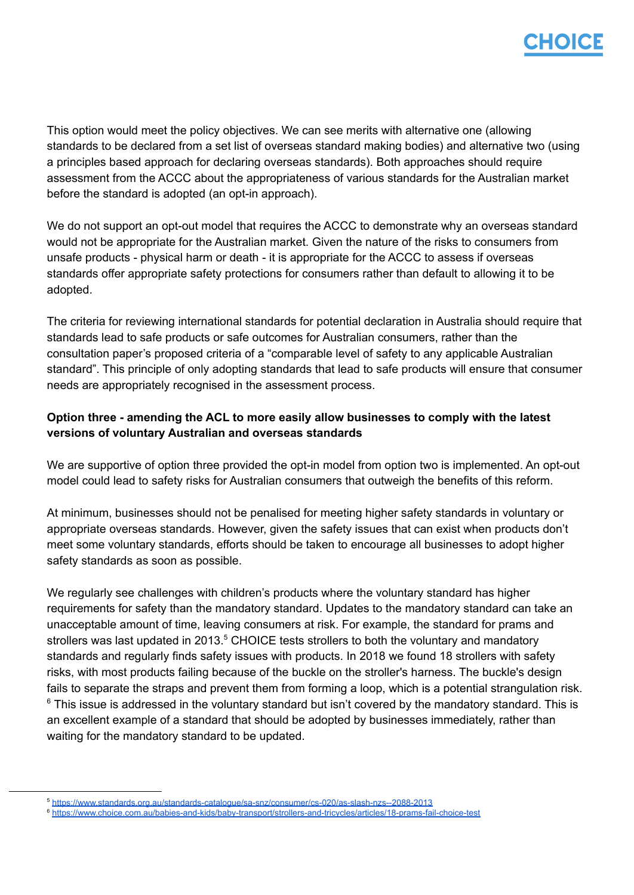This option would meet the policy objectives. We can see merits with alternative one (allowing standards to be declared from a set list of overseas standard making bodies) and alternative two (using a principles based approach for declaring overseas standards). Both approaches should require assessment from the ACCC about the appropriateness of various standards for the Australian market before the standard is adopted (an opt-in approach).

We do not support an opt-out model that requires the ACCC to demonstrate why an overseas standard would not be appropriate for the Australian market. Given the nature of the risks to consumers from unsafe products - physical harm or death - it is appropriate for the ACCC to assess if overseas standards offer appropriate safety protections for consumers rather than default to allowing it to be adopted.

The criteria for reviewing international standards for potential declaration in Australia should require that standards lead to safe products or safe outcomes for Australian consumers, rather than the consultation paper's proposed criteria of a "comparable level of safety to any applicable Australian standard". This principle of only adopting standards that lead to safe products will ensure that consumer needs are appropriately recognised in the assessment process.

**Option three - amending the ACL to more easily allow businesses to comply with the latest versions of voluntary Australian and overseas standards**

We are supportive of option three provided the opt-in model from option two is implemented. An opt-out model could lead to safety risks for Australian consumers that outweigh the benefits of this reform.

At minimum, businesses should not be penalised for meeting higher safety standards in voluntary or appropriate overseas standards. However, given the safety issues that can exist when products don't meet some voluntary standards, efforts should be taken to encourage all businesses to adopt higher safety standards as soon as possible.

We regularly see challenges with children's products where the voluntary standard has higher requirements for safety than the mandatory standard. Updates to the mandatory standard can take an unacceptable amount of time, leaving consumers at risk. For example, the standard for prams and strollers was last updated in 2013.[5] CHOICE tests strollers to both the voluntary and mandatory standards and regularly finds safety issues with products. In 2018 we found 18 strollers with safety risks, with most products failing because of the buckle on the stroller's harness. The buckle's design fails to separate the straps and prevent them from forming a loop, which is a potential strangulation risk.[6] This issue is addressed in the voluntary standard but isn't covered by the mandatory standard. This is an excellent example of a standard that should be adopted by businesses immediately, rather than waiting for the mandatory standard to be updated.

---

[5] https://www.standards.org.au/standards-catalogue/sa-snz/consumer/cs-020/as-slash-nzs--2088-2013

[6] https://www.choice.com.au/babies-and-kids/baby-transport/strollers-and-tricycles/articles/18-prams-fail-choice-test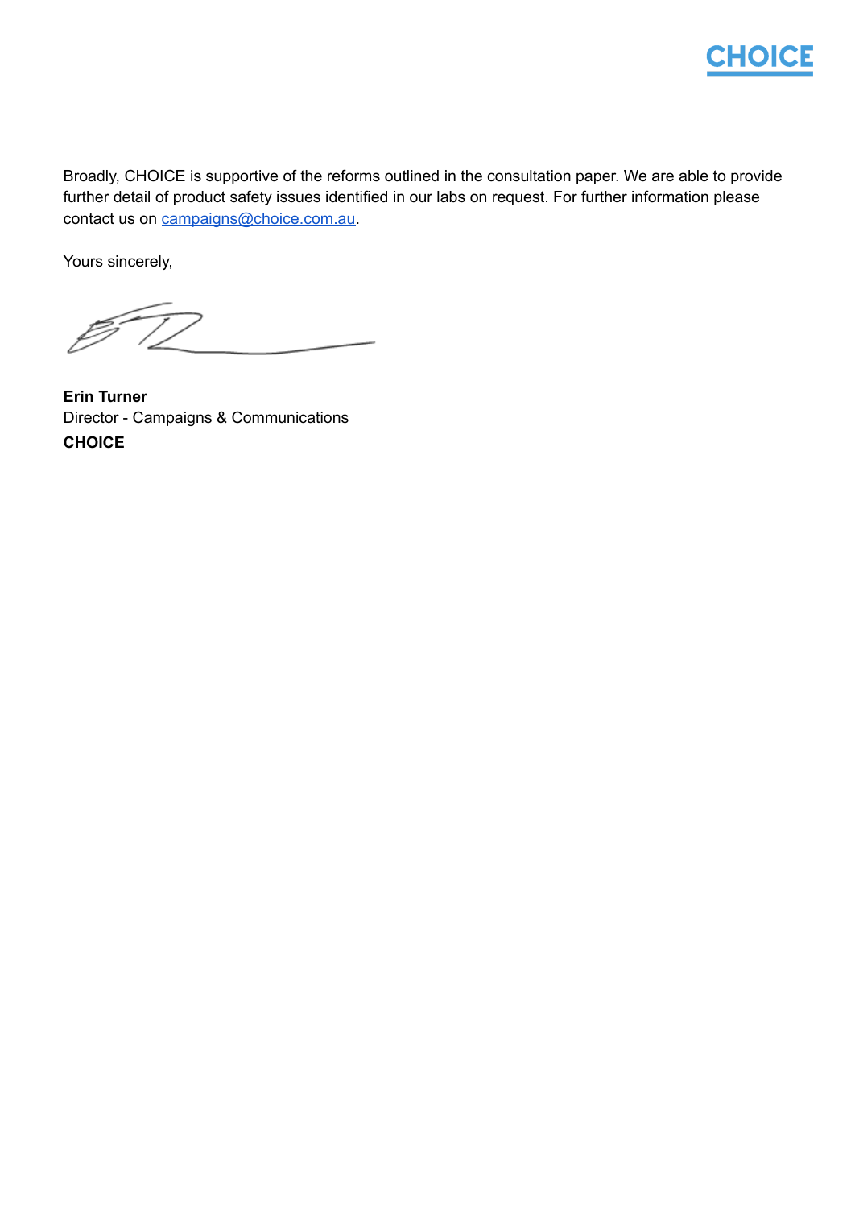Broadly, CHOICE is supportive of the reforms outlined in the consultation paper. We are able to provide further detail of product safety issues identified in our labs on request. For further information please contact us on [campaigns@choice.com.au](mailto:campaigns@choice.com.au).

Yours sincerely,

**Erin Turner**
Director - Campaigns & Communications
**CHOICE**